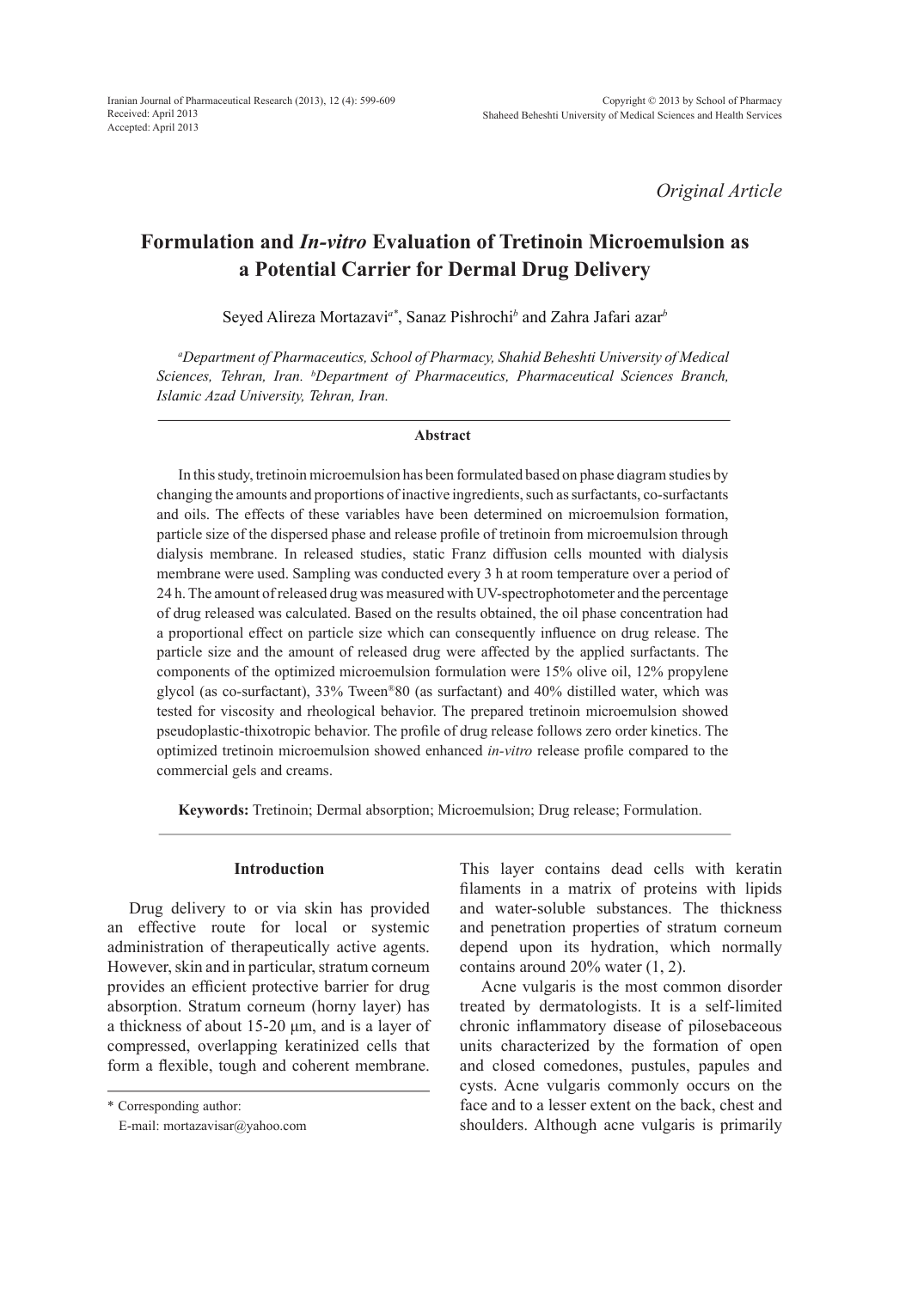*Original Article*

# Formulation and *In-vitro* Evaluation of Tretinoin Microemulsion as a Potential Carrier for Dermal Drug Delivery

Seyed Alireza Mortazavi[a*], Sanaz Pishrochi[b] and Zahra Jafari azar[b]

[a]*Department of Pharmaceutics, School of Pharmacy, Shahid Beheshti University of Medical Sciences, Tehran, Iran.* [b]*Department of Pharmaceutics, Pharmaceutical Sciences Branch, Islamic Azad University, Tehran, Iran.*

## Abstract

In this study, tretinoin microemulsion has been formulated based on phase diagram studies by changing the amounts and proportions of inactive ingredients, such as surfactants, co-surfactants and oils. The effects of these variables have been determined on microemulsion formation, particle size of the dispersed phase and release profile of tretinoin from microemulsion through dialysis membrane. In released studies, static Franz diffusion cells mounted with dialysis membrane were used. Sampling was conducted every 3 h at room temperature over a period of 24 h. The amount of released drug was measured with UV-spectrophotometer and the percentage of drug released was calculated. Based on the results obtained, the oil phase concentration had a proportional effect on particle size which can consequently influence on drug release. The particle size and the amount of released drug were affected by the applied surfactants. The components of the optimized microemulsion formulation were 15% olive oil, 12% propylene glycol (as co-surfactant), 33% Tween®80 (as surfactant) and 40% distilled water, which was tested for viscosity and rheological behavior. The prepared tretinoin microemulsion showed pseudoplastic-thixotropic behavior. The profile of drug release follows zero order kinetics. The optimized tretinoin microemulsion showed enhanced *in-vitro* release profile compared to the commercial gels and creams.

**Keywords:** Tretinoin; Dermal absorption; Microemulsion; Drug release; Formulation.

## Introduction

Drug delivery to or via skin has provided an effective route for local or systemic administration of therapeutically active agents. However, skin and in particular, stratum corneum provides an efficient protective barrier for drug absorption. Stratum corneum (horny layer) has a thickness of about 15-20 µm, and is a layer of compressed, overlapping keratinized cells that form a flexible, tough and coherent membrane. This layer contains dead cells with keratin filaments in a matrix of proteins with lipids and water-soluble substances. The thickness and penetration properties of stratum corneum depend upon its hydration, which normally contains around 20% water (1, 2).

Acne vulgaris is the most common disorder treated by dermatologists. It is a self-limited chronic inflammatory disease of pilosebaceous units characterized by the formation of open and closed comedones, pustules, papules and cysts. Acne vulgaris commonly occurs on the face and to a lesser extent on the back, chest and shoulders. Although acne vulgaris is primarily

\* Corresponding author:
E-mail: mortazavisar@yahoo.com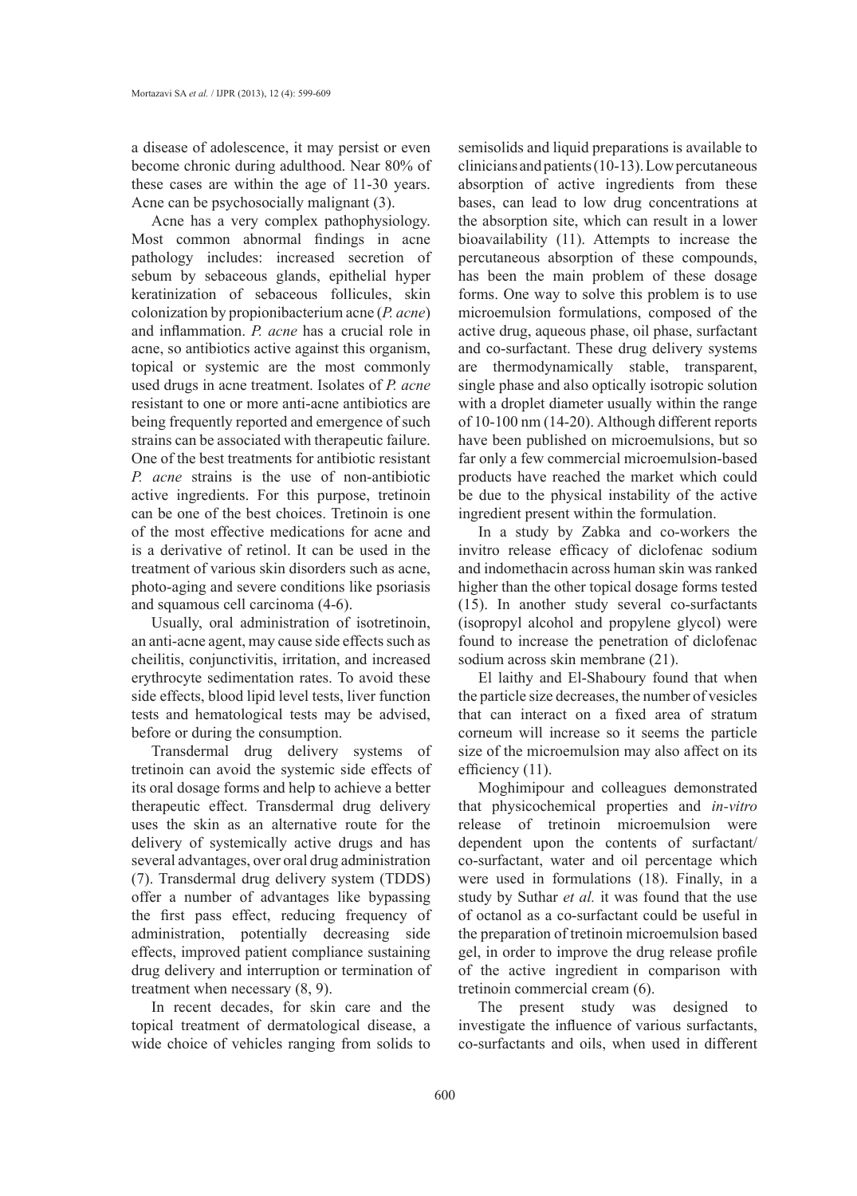a disease of adolescence, it may persist or even become chronic during adulthood. Near 80% of these cases are within the age of 11-30 years. Acne can be psychosocially malignant (3).

Acne has a very complex pathophysiology. Most common abnormal findings in acne pathology includes: increased secretion of sebum by sebaceous glands, epithelial hyper keratinization of sebaceous follicules, skin colonization by propionibacterium acne (*P. acne*) and inflammation. *P. acne* has a crucial role in acne, so antibiotics active against this organism, topical or systemic are the most commonly used drugs in acne treatment. Isolates of *P. acne* resistant to one or more anti-acne antibiotics are being frequently reported and emergence of such strains can be associated with therapeutic failure. One of the best treatments for antibiotic resistant *P. acne* strains is the use of non-antibiotic active ingredients. For this purpose, tretinoin can be one of the best choices. Tretinoin is one of the most effective medications for acne and is a derivative of retinol. It can be used in the treatment of various skin disorders such as acne, photo-aging and severe conditions like psoriasis and squamous cell carcinoma (4-6).

Usually, oral administration of isotretinoin, an anti-acne agent, may cause side effects such as cheilitis, conjunctivitis, irritation, and increased erythrocyte sedimentation rates. To avoid these side effects, blood lipid level tests, liver function tests and hematological tests may be advised, before or during the consumption.

Transdermal drug delivery systems of tretinoin can avoid the systemic side effects of its oral dosage forms and help to achieve a better therapeutic effect. Transdermal drug delivery uses the skin as an alternative route for the delivery of systemically active drugs and has several advantages, over oral drug administration (7). Transdermal drug delivery system (TDDS) offer a number of advantages like bypassing the first pass effect, reducing frequency of administration, potentially decreasing side effects, improved patient compliance sustaining drug delivery and interruption or termination of treatment when necessary (8, 9).

In recent decades, for skin care and the topical treatment of dermatological disease, a wide choice of vehicles ranging from solids to semisolids and liquid preparations is available to clinicians and patients (10-13). Low percutaneous absorption of active ingredients from these bases, can lead to low drug concentrations at the absorption site, which can result in a lower bioavailability (11). Attempts to increase the percutaneous absorption of these compounds, has been the main problem of these dosage forms. One way to solve this problem is to use microemulsion formulations, composed of the active drug, aqueous phase, oil phase, surfactant and co-surfactant. These drug delivery systems are thermodynamically stable, transparent, single phase and also optically isotropic solution with a droplet diameter usually within the range of 10-100 nm (14-20). Although different reports have been published on microemulsions, but so far only a few commercial microemulsion-based products have reached the market which could be due to the physical instability of the active ingredient present within the formulation.

In a study by Zabka and co-workers the invitro release efficacy of diclofenac sodium and indomethacin across human skin was ranked higher than the other topical dosage forms tested (15). In another study several co-surfactants (isopropyl alcohol and propylene glycol) were found to increase the penetration of diclofenac sodium across skin membrane (21).

El laithy and El-Shaboury found that when the particle size decreases, the number of vesicles that can interact on a fixed area of stratum corneum will increase so it seems the particle size of the microemulsion may also affect on its efficiency (11).

Moghimipour and colleagues demonstrated that physicochemical properties and *in-vitro* release of tretinoin microemulsion were dependent upon the contents of surfactant/co-surfactant, water and oil percentage which were used in formulations (18). Finally, in a study by Suthar *et al.* it was found that the use of octanol as a co-surfactant could be useful in the preparation of tretinoin microemulsion based gel, in order to improve the drug release profile of the active ingredient in comparison with tretinoin commercial cream (6).

The present study was designed to investigate the influence of various surfactants, co-surfactants and oils, when used in different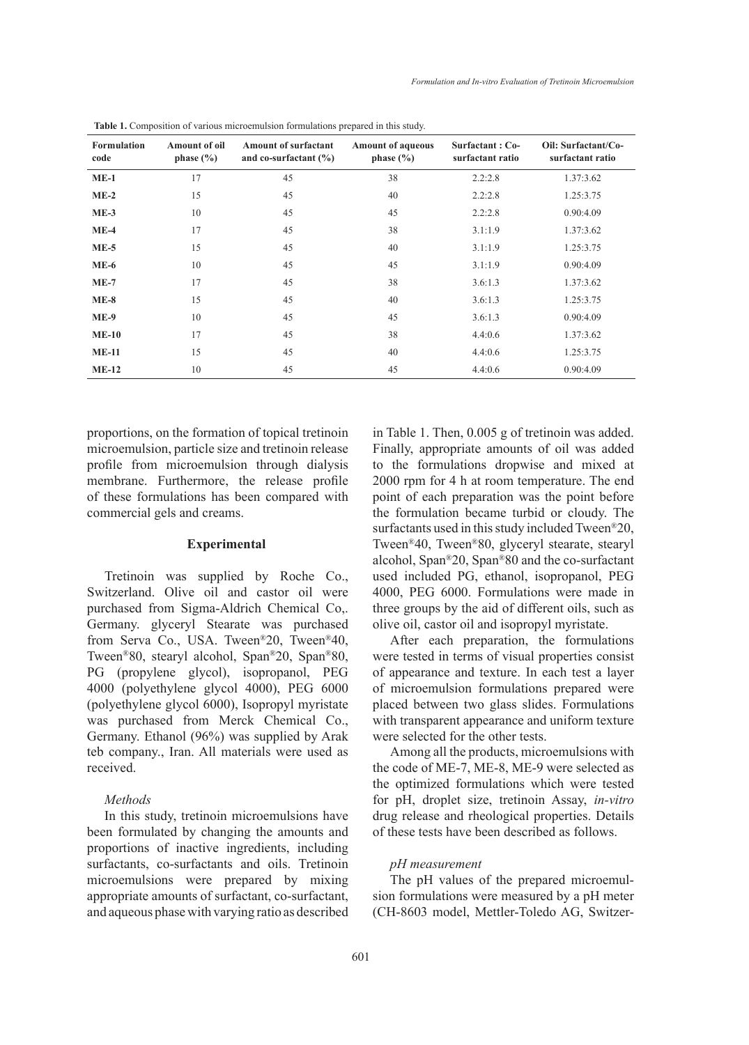**Table 1.** Composition of various microemulsion formulations prepared in this study.

| Formulation code | Amount of oil phase (%) | Amount of surfactant and co-surfactant (%) | Amount of aqueous phase (%) | Surfactant : Co-surfactant ratio | Oil: Surfactant/Co-surfactant ratio |
|---|---|---|---|---|---|
| **ME-1** | 17 | 45 | 38 | 2.2:2.8 | 1.37:3.62 |
| **ME-2** | 15 | 45 | 40 | 2.2:2.8 | 1.25:3.75 |
| **ME-3** | 10 | 45 | 45 | 2.2:2.8 | 0.90:4.09 |
| **ME-4** | 17 | 45 | 38 | 3.1:1.9 | 1.37:3.62 |
| **ME-5** | 15 | 45 | 40 | 3.1:1.9 | 1.25:3.75 |
| **ME-6** | 10 | 45 | 45 | 3.1:1.9 | 0.90:4.09 |
| **ME-7** | 17 | 45 | 38 | 3.6:1.3 | 1.37:3.62 |
| **ME-8** | 15 | 45 | 40 | 3.6:1.3 | 1.25:3.75 |
| **ME-9** | 10 | 45 | 45 | 3.6:1.3 | 0.90:4.09 |
| **ME-10** | 17 | 45 | 38 | 4.4:0.6 | 1.37:3.62 |
| **ME-11** | 15 | 45 | 40 | 4.4:0.6 | 1.25:3.75 |
| **ME-12** | 10 | 45 | 45 | 4.4:0.6 | 0.90:4.09 |

proportions, on the formation of topical tretinoin microemulsion, particle size and tretinoin release profile from microemulsion through dialysis membrane. Furthermore, the release profile of these formulations has been compared with commercial gels and creams.

## Experimental

Tretinoin was supplied by Roche Co., Switzerland. Olive oil and castor oil were purchased from Sigma-Aldrich Chemical Co,. Germany. glyceryl Stearate was purchased from Serva Co., USA. Tween®20, Tween®40, Tween®80, stearyl alcohol, Span®20, Span®80, PG (propylene glycol), isopropanol, PEG 4000 (polyethylene glycol 4000), PEG 6000 (polyethylene glycol 6000), Isopropyl myristate was purchased from Merck Chemical Co., Germany. Ethanol (96%) was supplied by Arak teb company., Iran. All materials were used as received.

### *Methods*

In this study, tretinoin microemulsions have been formulated by changing the amounts and proportions of inactive ingredients, including surfactants, co-surfactants and oils. Tretinoin microemulsions were prepared by mixing appropriate amounts of surfactant, co-surfactant, and aqueous phase with varying ratio as described in Table 1. Then, 0.005 g of tretinoin was added. Finally, appropriate amounts of oil was added to the formulations dropwise and mixed at 2000 rpm for 4 h at room temperature. The end point of each preparation was the point before the formulation became turbid or cloudy. The surfactants used in this study included Tween®20, Tween®40, Tween®80, glyceryl stearate, stearyl alcohol, Span®20, Span®80 and the co-surfactant used included PG, ethanol, isopropanol, PEG 4000, PEG 6000. Formulations were made in three groups by the aid of different oils, such as olive oil, castor oil and isopropyl myristate.

After each preparation, the formulations were tested in terms of visual properties consist of appearance and texture. In each test a layer of microemulsion formulations prepared were placed between two glass slides. Formulations with transparent appearance and uniform texture were selected for the other tests.

Among all the products, microemulsions with the code of ME-7, ME-8, ME-9 were selected as the optimized formulations which were tested for pH, droplet size, tretinoin Assay, *in-vitro* drug release and rheological properties. Details of these tests have been described as follows.

### *pH measurement*

The pH values of the prepared microemulsion formulations were measured by a pH meter (CH-8603 model, Mettler-Toledo AG, Switzer-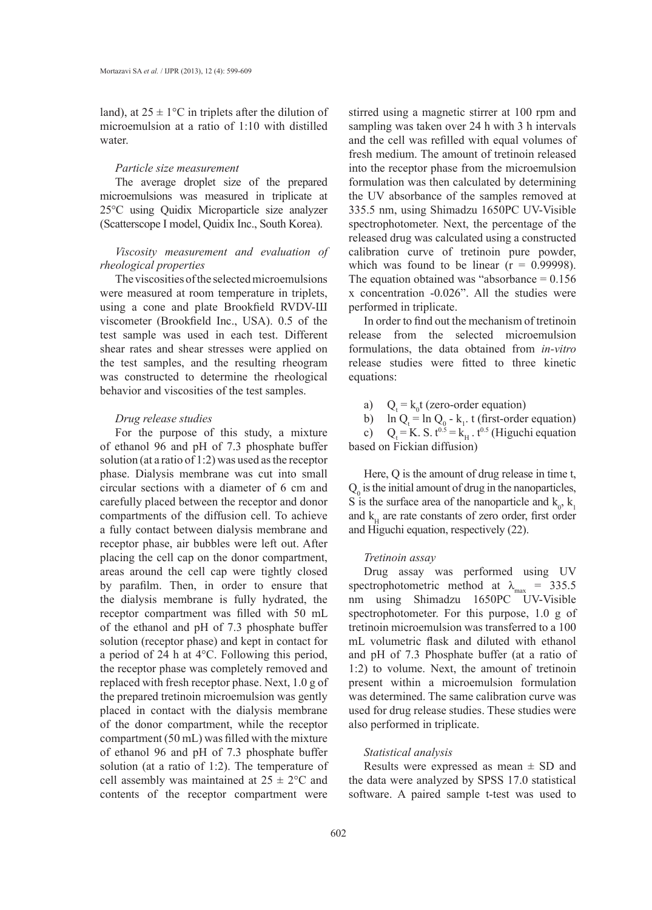land), at $25 \pm 1$°C in triplets after the dilution of microemulsion at a ratio of 1:10 with distilled water.

*Particle size measurement*

The average droplet size of the prepared microemulsions was measured in triplicate at 25°C using Quidix Microparticle size analyzer (Scatterscope I model, Quidix Inc., South Korea).

*Viscosity measurement and evaluation of rheological properties*

The viscosities of the selected microemulsions were measured at room temperature in triplets, using a cone and plate Brookfield RVDV-III viscometer (Brookfield Inc., USA). 0.5 of the test sample was used in each test. Different shear rates and shear stresses were applied on the test samples, and the resulting rheogram was constructed to determine the rheological behavior and viscosities of the test samples.

*Drug release studies*

For the purpose of this study, a mixture of ethanol 96 and pH of 7.3 phosphate buffer solution (at a ratio of 1:2) was used as the receptor phase. Dialysis membrane was cut into small circular sections with a diameter of 6 cm and carefully placed between the receptor and donor compartments of the diffusion cell. To achieve a fully contact between dialysis membrane and receptor phase, air bubbles were left out. After placing the cell cap on the donor compartment, areas around the cell cap were tightly closed by parafilm. Then, in order to ensure that the dialysis membrane is fully hydrated, the receptor compartment was filled with 50 mL of the ethanol and pH of 7.3 phosphate buffer solution (receptor phase) and kept in contact for a period of 24 h at 4°C. Following this period, the receptor phase was completely removed and replaced with fresh receptor phase. Next, 1.0 g of the prepared tretinoin microemulsion was gently placed in contact with the dialysis membrane of the donor compartment, while the receptor compartment (50 mL) was filled with the mixture of ethanol 96 and pH of 7.3 phosphate buffer solution (at a ratio of 1:2). The temperature of cell assembly was maintained at $25 \pm 2$°C and contents of the receptor compartment were stirred using a magnetic stirrer at 100 rpm and sampling was taken over 24 h with 3 h intervals and the cell was refilled with equal volumes of fresh medium. The amount of tretinoin released into the receptor phase from the microemulsion formulation was then calculated by determining the UV absorbance of the samples removed at 335.5 nm, using Shimadzu 1650PC UV-Visible spectrophotometer. Next, the percentage of the released drug was calculated using a constructed calibration curve of tretinoin pure powder, which was found to be linear ($r = 0.99998$). The equation obtained was "absorbance = 0.156 x concentration -0.026". All the studies were performed in triplicate.

In order to find out the mechanism of tretinoin release from the selected microemulsion formulations, the data obtained from *in-vitro* release studies were fitted to three kinetic equations:

a) $Q_t = k_0 t$ (zero-order equation)

b) $\ln Q_t = \ln Q_0 - k_1 . t$ (first-order equation)

c) $Q_t = K. S. t^{0.5} = k_H . t^{0.5}$ (Higuchi equation based on Fickian diffusion)

Here, Q is the amount of drug release in time t, $Q_0$ is the initial amount of drug in the nanoparticles, S is the surface area of the nanoparticle and $k_0$, $k_1$ and $k_H$ are rate constants of zero order, first order and Higuchi equation, respectively (22).

*Tretinoin assay*

Drug assay was performed using UV spectrophotometric method at $\lambda_{max} = 335.5$ nm using Shimadzu 1650PC UV-Visible spectrophotometer. For this purpose, 1.0 g of tretinoin microemulsion was transferred to a 100 mL volumetric flask and diluted with ethanol and pH of 7.3 Phosphate buffer (at a ratio of 1:2) to volume. Next, the amount of tretinoin present within a microemulsion formulation was determined. The same calibration curve was used for drug release studies. These studies were also performed in triplicate.

*Statistical analysis*

Results were expressed as mean ± SD and the data were analyzed by SPSS 17.0 statistical software. A paired sample t-test was used to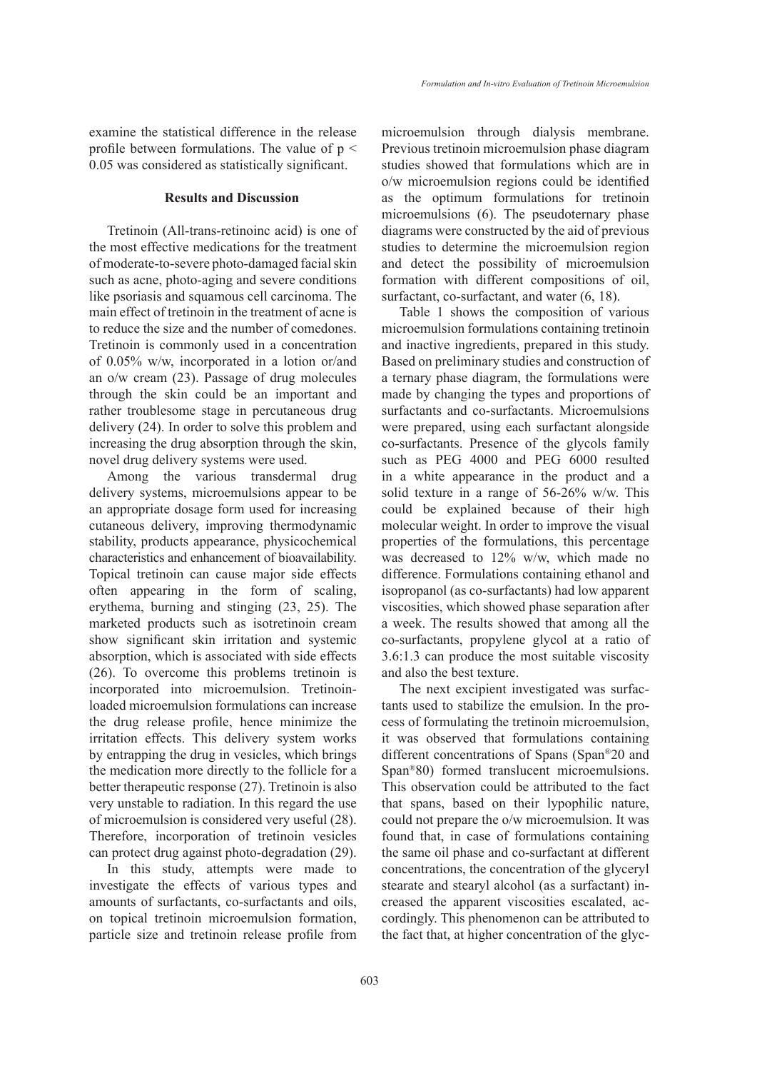examine the statistical difference in the release profile between formulations. The value of $p < 0.05$ was considered as statistically significant.

## Results and Discussion

Tretinoin (All-trans-retinoinc acid) is one of the most effective medications for the treatment of moderate-to-severe photo-damaged facial skin such as acne, photo-aging and severe conditions like psoriasis and squamous cell carcinoma. The main effect of tretinoin in the treatment of acne is to reduce the size and the number of comedones. Tretinoin is commonly used in a concentration of 0.05% w/w, incorporated in a lotion or/and an o/w cream (23). Passage of drug molecules through the skin could be an important and rather troublesome stage in percutaneous drug delivery (24). In order to solve this problem and increasing the drug absorption through the skin, novel drug delivery systems were used.

Among the various transdermal drug delivery systems, microemulsions appear to be an appropriate dosage form used for increasing cutaneous delivery, improving thermodynamic stability, products appearance, physicochemical characteristics and enhancement of bioavailability. Topical tretinoin can cause major side effects often appearing in the form of scaling, erythema, burning and stinging (23, 25). The marketed products such as isotretinoin cream show significant skin irritation and systemic absorption, which is associated with side effects (26). To overcome this problems tretinoin is incorporated into microemulsion. Tretinoin-loaded microemulsion formulations can increase the drug release profile, hence minimize the irritation effects. This delivery system works by entrapping the drug in vesicles, which brings the medication more directly to the follicle for a better therapeutic response (27). Tretinoin is also very unstable to radiation. In this regard the use of microemulsion is considered very useful (28). Therefore, incorporation of tretinoin vesicles can protect drug against photo-degradation (29).

In this study, attempts were made to investigate the effects of various types and amounts of surfactants, co-surfactants and oils, on topical tretinoin microemulsion formation, particle size and tretinoin release profile from microemulsion through dialysis membrane. Previous tretinoin microemulsion phase diagram studies showed that formulations which are in o/w microemulsion regions could be identified as the optimum formulations for tretinoin microemulsions (6). The pseudoternary phase diagrams were constructed by the aid of previous studies to determine the microemulsion region and detect the possibility of microemulsion formation with different compositions of oil, surfactant, co-surfactant, and water (6, 18).

Table 1 shows the composition of various microemulsion formulations containing tretinoin and inactive ingredients, prepared in this study. Based on preliminary studies and construction of a ternary phase diagram, the formulations were made by changing the types and proportions of surfactants and co-surfactants. Microemulsions were prepared, using each surfactant alongside co-surfactants. Presence of the glycols family such as PEG 4000 and PEG 6000 resulted in a white appearance in the product and a solid texture in a range of 56-26% w/w. This could be explained because of their high molecular weight. In order to improve the visual properties of the formulations, this percentage was decreased to 12% w/w, which made no difference. Formulations containing ethanol and isopropanol (as co-surfactants) had low apparent viscosities, which showed phase separation after a week. The results showed that among all the co-surfactants, propylene glycol at a ratio of 3.6:1.3 can produce the most suitable viscosity and also the best texture.

The next excipient investigated was surfactants used to stabilize the emulsion. In the process of formulating the tretinoin microemulsion, it was observed that formulations containing different concentrations of Spans (Span®20 and Span®80) formed translucent microemulsions. This observation could be attributed to the fact that spans, based on their lypophilic nature, could not prepare the o/w microemulsion. It was found that, in case of formulations containing the same oil phase and co-surfactant at different concentrations, the concentration of the glyceryl stearate and stearyl alcohol (as a surfactant) increased the apparent viscosities escalated, accordingly. This phenomenon can be attributed to the fact that, at higher concentration of the glyc-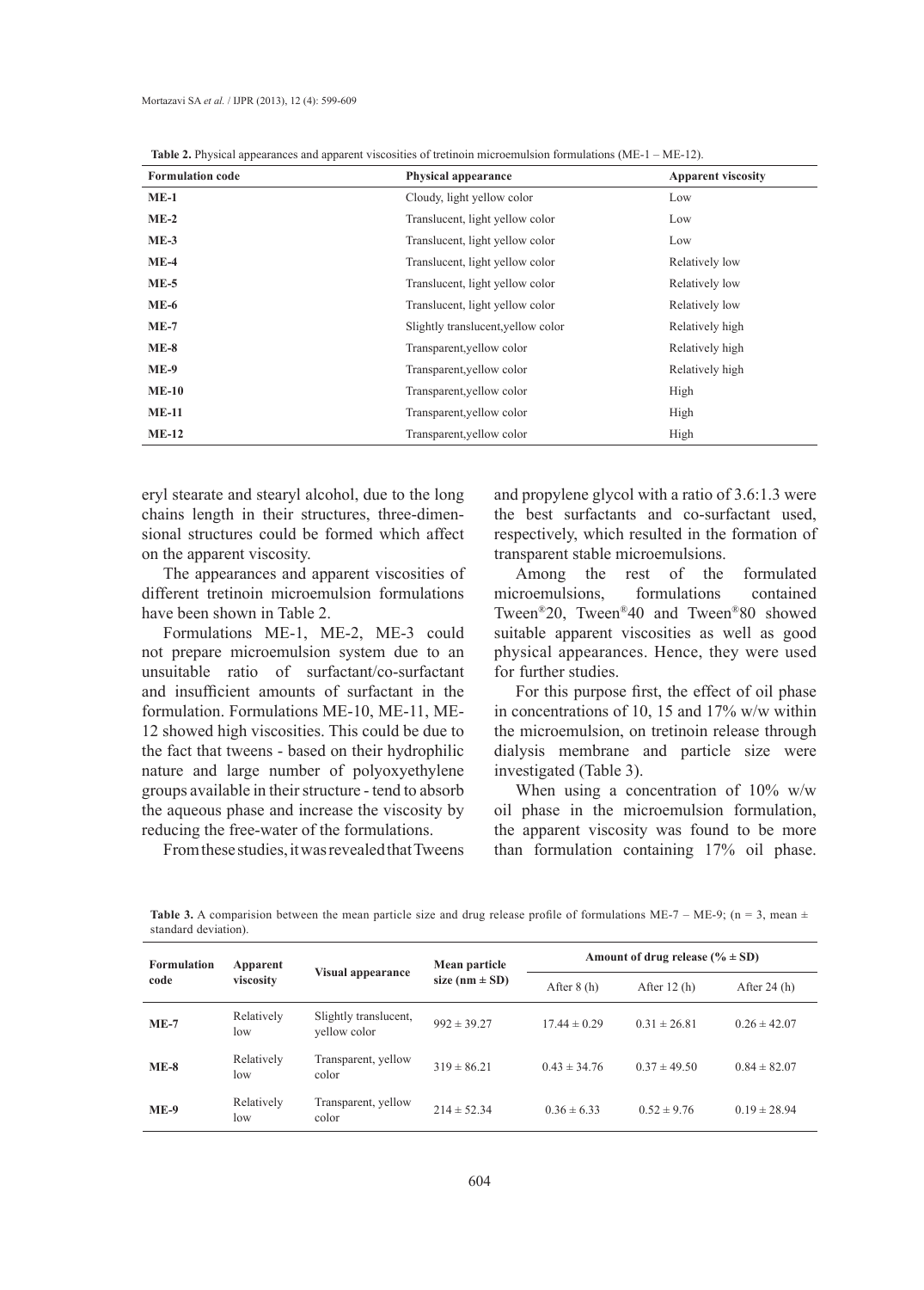**Table 2.** Physical appearances and apparent viscosities of tretinoin microemulsion formulations (ME-1 – ME-12).

| Formulation code | Physical appearance | Apparent viscosity |
|---|---|---|
| **ME-1** | Cloudy, light yellow color | Low |
| **ME-2** | Translucent, light yellow color | Low |
| **ME-3** | Translucent, light yellow color | Low |
| **ME-4** | Translucent, light yellow color | Relatively low |
| **ME-5** | Translucent, light yellow color | Relatively low |
| **ME-6** | Translucent, light yellow color | Relatively low |
| **ME-7** | Slightly translucent,yellow color | Relatively high |
| **ME-8** | Transparent,yellow color | Relatively high |
| **ME-9** | Transparent,yellow color | Relatively high |
| **ME-10** | Transparent,yellow color | High |
| **ME-11** | Transparent,yellow color | High |
| **ME-12** | Transparent,yellow color | High |

eryl stearate and stearyl alcohol, due to the long chains length in their structures, three-dimensional structures could be formed which affect on the apparent viscosity.

The appearances and apparent viscosities of different tretinoin microemulsion formulations have been shown in Table 2.

Formulations ME-1, ME-2, ME-3 could not prepare microemulsion system due to an unsuitable ratio of surfactant/co-surfactant and insufficient amounts of surfactant in the formulation. Formulations ME-10, ME-11, ME-12 showed high viscosities. This could be due to the fact that tweens - based on their hydrophilic nature and large number of polyoxyethylene groups available in their structure - tend to absorb the aqueous phase and increase the viscosity by reducing the free-water of the formulations.

From these studies, it was revealed that Tweens and propylene glycol with a ratio of 3.6:1.3 were the best surfactants and co-surfactant used, respectively, which resulted in the formation of transparent stable microemulsions.

Among the rest of the formulated microemulsions, formulations contained Tween®20, Tween®40 and Tween®80 showed suitable apparent viscosities as well as good physical appearances. Hence, they were used for further studies.

For this purpose first, the effect of oil phase in concentrations of 10, 15 and 17% w/w within the microemulsion, on tretinoin release through dialysis membrane and particle size were investigated (Table 3).

When using a concentration of 10% w/w oil phase in the microemulsion formulation, the apparent viscosity was found to be more than formulation containing 17% oil phase.

**Table 3.** A comparision between the mean particle size and drug release profile of formulations ME-7 – ME-9; (n = 3, mean ± standard deviation).

| Formulation code | Apparent viscosity | Visual appearance | Mean particle size (nm ± SD) | Amount of drug release (% ± SD) | | |
|---|---|---|---|---|---|---|
| | | | | After 8 (h) | After 12 (h) | After 24 (h) |
| **ME-7** | Relatively low | Slightly translucent, yellow color | 992 ± 39.27 | 17.44 ± 0.29 | 0.31 ± 26.81 | 0.26 ± 42.07 |
| **ME-8** | Relatively low | Transparent, yellow color | 319 ± 86.21 | 0.43 ± 34.76 | 0.37 ± 49.50 | 0.84 ± 82.07 |
| **ME-9** | Relatively low | Transparent, yellow color | 214 ± 52.34 | 0.36 ± 6.33 | 0.52 ± 9.76 | 0.19 ± 28.94 |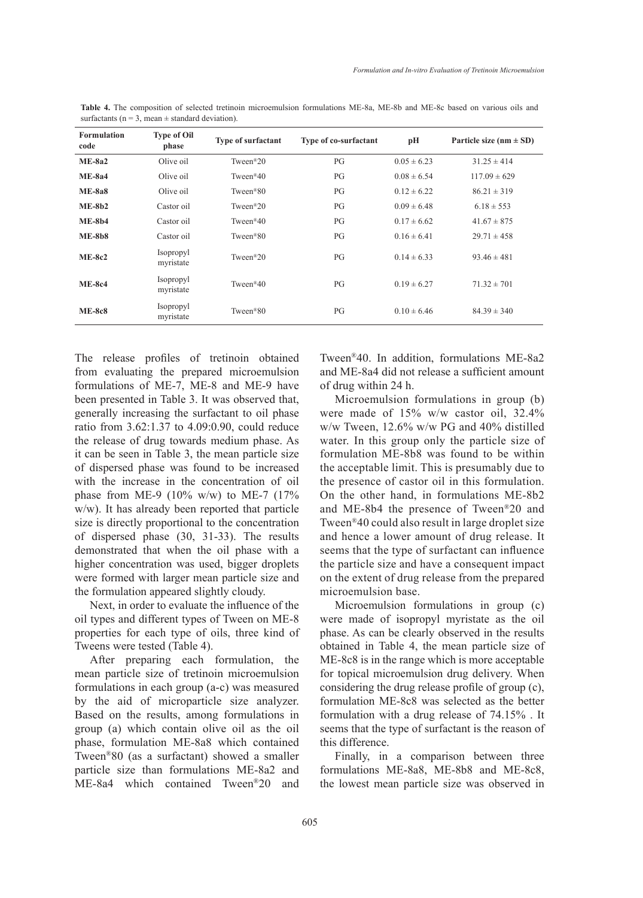**Table 4.** The composition of selected tretinoin microemulsion formulations ME-8a, ME-8b and ME-8c based on various oils and surfactants (n = 3, mean ± standard deviation).

| Formulation code | Type of Oil phase | Type of surfactant | Type of co-surfactant | pH | Particle size (nm ± SD) |
|---|---|---|---|---|---|
| **ME-8a2** | Olive oil | Tween®20 | PG | 0.05 ± 6.23 | 31.25 ± 414 |
| **ME-8a4** | Olive oil | Tween®40 | PG | 0.08 ± 6.54 | 117.09 ± 629 |
| **ME-8a8** | Olive oil | Tween®80 | PG | 0.12 ± 6.22 | 86.21 ± 319 |
| **ME-8b2** | Castor oil | Tween®20 | PG | 0.09 ± 6.48 | 6.18 ± 553 |
| **ME-8b4** | Castor oil | Tween®40 | PG | 0.17 ± 6.62 | 41.67 ± 875 |
| **ME-8b8** | Castor oil | Tween®80 | PG | 0.16 ± 6.41 | 29.71 ± 458 |
| **ME-8c2** | Isopropyl myristate | Tween®20 | PG | 0.14 ± 6.33 | 93.46 ± 481 |
| **ME-8c4** | Isopropyl myristate | Tween®40 | PG | 0.19 ± 6.27 | 71.32 ± 701 |
| **ME-8c8** | Isopropyl myristate | Tween®80 | PG | 0.10 ± 6.46 | 84.39 ± 340 |

The release profiles of tretinoin obtained from evaluating the prepared microemulsion formulations of ME-7, ME-8 and ME-9 have been presented in Table 3. It was observed that, generally increasing the surfactant to oil phase ratio from 3.62:1.37 to 4.09:0.90, could reduce the release of drug towards medium phase. As it can be seen in Table 3, the mean particle size of dispersed phase was found to be increased with the increase in the concentration of oil phase from ME-9 (10% w/w) to ME-7 (17% w/w). It has already been reported that particle size is directly proportional to the concentration of dispersed phase (30, 31-33). The results demonstrated that when the oil phase with a higher concentration was used, bigger droplets were formed with larger mean particle size and the formulation appeared slightly cloudy.

Next, in order to evaluate the influence of the oil types and different types of Tween on ME-8 properties for each type of oils, three kind of Tweens were tested (Table 4).

After preparing each formulation, the mean particle size of tretinoin microemulsion formulations in each group (a-c) was measured by the aid of microparticle size analyzer. Based on the results, among formulations in group (a) which contain olive oil as the oil phase, formulation ME-8a8 which contained Tween®80 (as a surfactant) showed a smaller particle size than formulations ME-8a2 and ME-8a4 which contained Tween®20 and Tween®40. In addition, formulations ME-8a2 and ME-8a4 did not release a sufficient amount of drug within 24 h.

Microemulsion formulations in group (b) were made of 15% w/w castor oil, 32.4% w/w Tween, 12.6% w/w PG and 40% distilled water. In this group only the particle size of formulation ME-8b8 was found to be within the acceptable limit. This is presumably due to the presence of castor oil in this formulation. On the other hand, in formulations ME-8b2 and ME-8b4 the presence of Tween®20 and Tween®40 could also result in large droplet size and hence a lower amount of drug release. It seems that the type of surfactant can influence the particle size and have a consequent impact on the extent of drug release from the prepared microemulsion base.

Microemulsion formulations in group (c) were made of isopropyl myristate as the oil phase. As can be clearly observed in the results obtained in Table 4, the mean particle size of ME-8c8 is in the range which is more acceptable for topical microemulsion drug delivery. When considering the drug release profile of group (c), formulation ME-8c8 was selected as the better formulation with a drug release of 74.15% . It seems that the type of surfactant is the reason of this difference.

Finally, in a comparison between three formulations ME-8a8, ME-8b8 and ME-8c8, the lowest mean particle size was observed in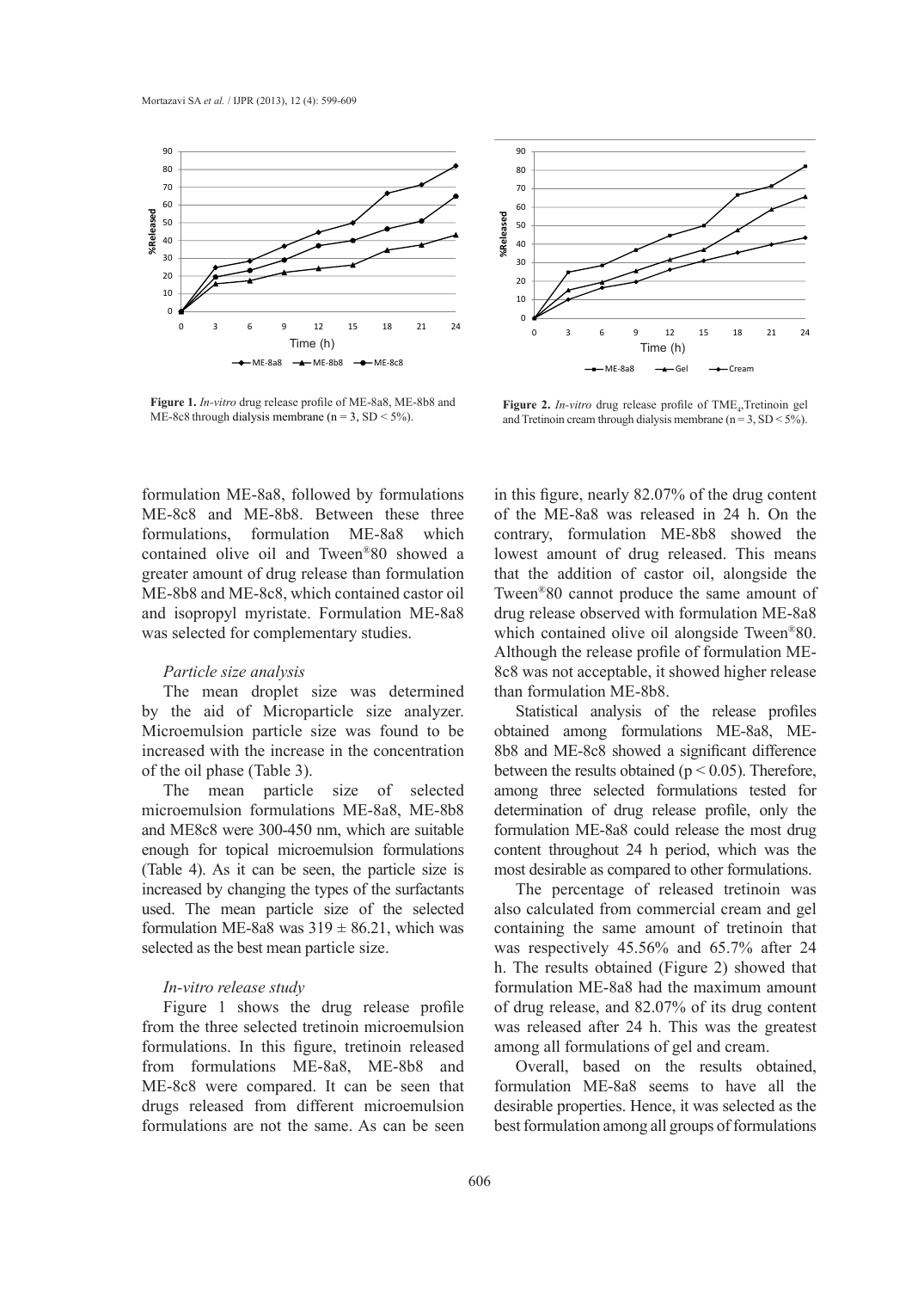Figure 1. *In-vitro* drug release profile of ME-8a8, ME-8b8 and ME-8c8 through dialysis membrane (n = 3, SD < 5%).

Figure 2. *In-vitro* drug release profile of $TME_4$, Tretinoin gel and Tretinoin cream through dialysis membrane (n = 3, SD < 5%).

formulation ME-8a8, followed by formulations ME-8c8 and ME-8b8. Between these three formulations, formulation ME-8a8 which contained olive oil and Tween®80 showed a greater amount of drug release than formulation ME-8b8 and ME-8c8, which contained castor oil and isopropyl myristate. Formulation ME-8a8 was selected for complementary studies.

*Particle size analysis*

The mean droplet size was determined by the aid of Microparticle size analyzer. Microemulsion particle size was found to be increased with the increase in the concentration of the oil phase (Table 3).

The mean particle size of selected microemulsion formulations ME-8a8, ME-8b8 and ME8c8 were 300-450 nm, which are suitable enough for topical microemulsion formulations (Table 4). As it can be seen, the particle size is increased by changing the types of the surfactants used. The mean particle size of the selected formulation ME-8a8 was $319 \pm 86.21$, which was selected as the best mean particle size.

*In-vitro release study*

Figure 1 shows the drug release profile from the three selected tretinoin microemulsion formulations. In this figure, tretinoin released from formulations ME-8a8, ME-8b8 and ME-8c8 were compared. It can be seen that drugs released from different microemulsion formulations are not the same. As can be seen in this figure, nearly 82.07% of the drug content of the ME-8a8 was released in 24 h. On the contrary, formulation ME-8b8 showed the lowest amount of drug released. This means that the addition of castor oil, alongside the Tween®80 cannot produce the same amount of drug release observed with formulation ME-8a8 which contained olive oil alongside Tween®80. Although the release profile of formulation ME-8c8 was not acceptable, it showed higher release than formulation ME-8b8.

Statistical analysis of the release profiles obtained among formulations ME-8a8, ME-8b8 and ME-8c8 showed a significant difference between the results obtained ($p < 0.05$). Therefore, among three selected formulations tested for determination of drug release profile, only the formulation ME-8a8 could release the most drug content throughout 24 h period, which was the most desirable as compared to other formulations.

The percentage of released tretinoin was also calculated from commercial cream and gel containing the same amount of tretinoin that was respectively 45.56% and 65.7% after 24 h. The results obtained (Figure 2) showed that formulation ME-8a8 had the maximum amount of drug release, and 82.07% of its drug content was released after 24 h. This was the greatest among all formulations of gel and cream.

Overall, based on the results obtained, formulation ME-8a8 seems to have all the desirable properties. Hence, it was selected as the best formulation among all groups of formulations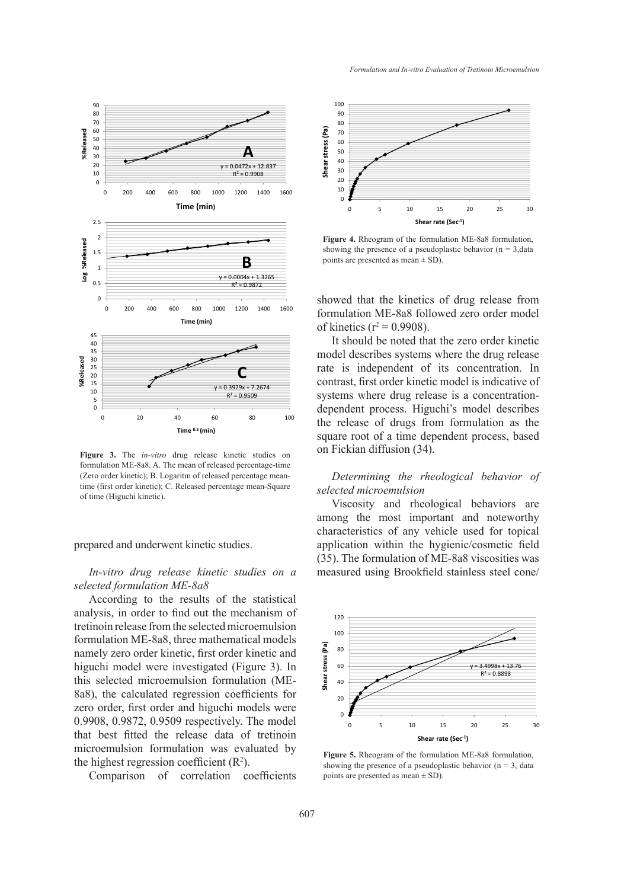Figure 3. The *in-vitro* drug release kinetic studies on formulation ME-8a8. A. The mean of released percentage-time (Zero order kinetic); B. Logaritm of released percentage mean-time (first order kinetic); C. Released percentage mean-Square of time (Higuchi kinetic).

prepared and underwent kinetic studies.

*In-vitro drug release kinetic studies on a selected formulation ME-8a8*

According to the results of the statistical analysis, in order to find out the mechanism of tretinoin release from the selected microemulsion formulation ME-8a8, three mathematical models namely zero order kinetic, first order kinetic and higuchi model were investigated (Figure 3). In this selected microemulsion formulation (ME-8a8), the calculated regression coefficients for zero order, first order and higuchi models were 0.9908, 0.9872, 0.9509 respectively. The model that best fitted the release data of tretinoin microemulsion formulation was evaluated by the highest regression coefficient ($R^2$).

Comparison of correlation coefficients showed that the kinetics of drug release from formulation ME-8a8 followed zero order model of kinetics ($r^2 = 0.9908$).

It should be noted that the zero order kinetic model describes systems where the drug release rate is independent of its concentration. In contrast, first order kinetic model is indicative of systems where drug release is a concentration-dependent process. Higuchi's model describes the release of drugs from formulation as the square root of a time dependent process, based on Fickian diffusion (34).

*Determining the rheological behavior of selected microemulsion*

Viscosity and rheological behaviors are among the most important and noteworthy characteristics of any vehicle used for topical application within the hygienic/cosmetic field (35). The formulation of ME-8a8 viscosities was measured using Brookfield stainless steel cone/

Figure 4. Rheogram of the formulation ME-8a8 formulation, showing the presence of a pseudoplastic behavior (n = 3,data points are presented as mean ± SD).

Figure 5. Rheogram of the formulation ME-8a8 formulation, showing the presence of a pseudoplastic behavior (n = 3, data points are presented as mean ± SD).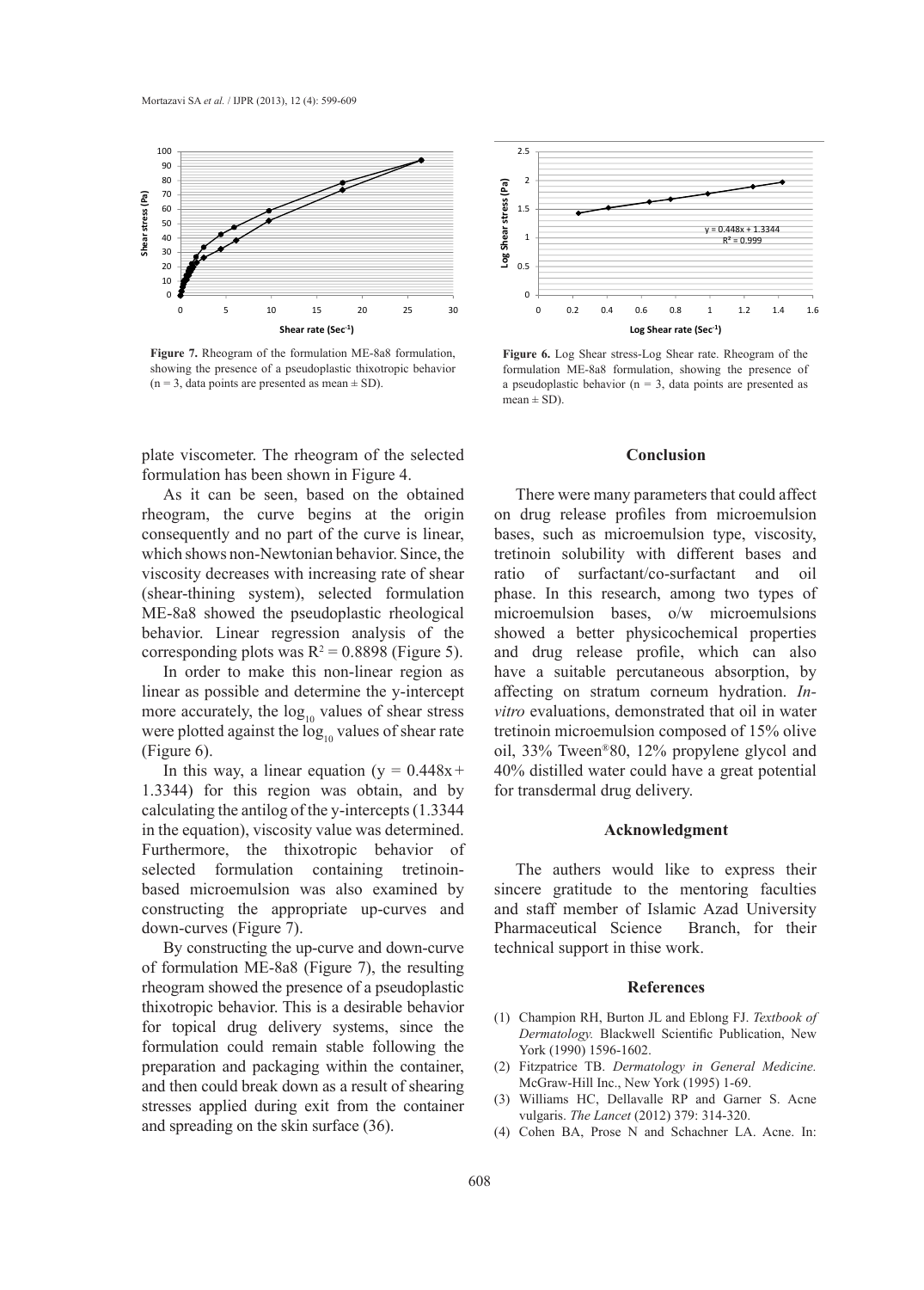**Figure 7.** Rheogram of the formulation ME-8a8 formulation, showing the presence of a pseudoplastic thixotropic behavior (n = 3, data points are presented as mean ± SD).

**Figure 6.** Log Shear stress-Log Shear rate. Rheogram of the formulation ME-8a8 formulation, showing the presence of a pseudoplastic behavior (n = 3, data points are presented as mean ± SD).

plate viscometer. The rheogram of the selected formulation has been shown in Figure 4.

As it can be seen, based on the obtained rheogram, the curve begins at the origin consequently and no part of the curve is linear, which shows non-Newtonian behavior. Since, the viscosity decreases with increasing rate of shear (shear-thining system), selected formulation ME-8a8 showed the pseudoplastic rheological behavior. Linear regression analysis of the corresponding plots was $R^2 = 0.8898$ (Figure 5).

In order to make this non-linear region as linear as possible and determine the y-intercept more accurately, the $\log_{10}$ values of shear stress were plotted against the $\log_{10}$ values of shear rate (Figure 6).

In this way, a linear equation ($y = 0.448x + 1.3344$) for this region was obtain, and by calculating the antilog of the y-intercepts (1.3344 in the equation), viscosity value was determined. Furthermore, the thixotropic behavior of selected formulation containing tretinoin-based microemulsion was also examined by constructing the appropriate up-curves and down-curves (Figure 7).

By constructing the up-curve and down-curve of formulation ME-8a8 (Figure 7), the resulting rheogram showed the presence of a pseudoplastic thixotropic behavior. This is a desirable behavior for topical drug delivery systems, since the formulation could remain stable following the preparation and packaging within the container, and then could break down as a result of shearing stresses applied during exit from the container and spreading on the skin surface (36).

## Conclusion

There were many parameters that could affect on drug release profiles from microemulsion bases, such as microemulsion type, viscosity, tretinoin solubility with different bases and ratio of surfactant/co-surfactant and oil phase. In this research, among two types of microemulsion bases, o/w microemulsions showed a better physicochemical properties and drug release profile, which can also have a suitable percutaneous absorption, by affecting on stratum corneum hydration. *In-vitro* evaluations, demonstrated that oil in water tretinoin microemulsion composed of 15% olive oil, 33% Tween®80, 12% propylene glycol and 40% distilled water could have a great potential for transdermal drug delivery.

## Acknowledgment

The authers would like to express their sincere gratitude to the mentoring faculties and staff member of Islamic Azad University Pharmaceutical Science Branch, for their technical support in thise work.

## References

(1) Champion RH, Burton JL and Eblong FJ. *Textbook of Dermatology.* Blackwell Scientific Publication, New York (1990) 1596-1602.

(2) Fitzpatrice TB. *Dermatology in General Medicine.* McGraw-Hill Inc., New York (1995) 1-69.

(3) Williams HC, Dellavalle RP and Garner S. Acne vulgaris. *The Lancet* (2012) 379: 314-320.

(4) Cohen BA, Prose N and Schachner LA. Acne. In: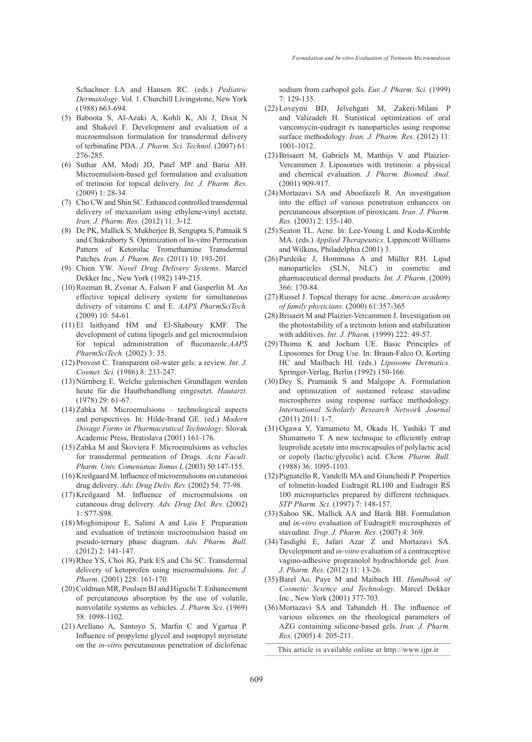Schachner LA and Hansen RC. (eds.) *Pediatric Dermatology*. Vol. 1. Churchill Livingstone, New York (1988) 663-694.

(5) Baboota S, Al-Azaki A, Kohli K, Ali J, Dixit N and Shakeel F. Development and evaluation of a microemulsion formulation for transdermal delivery of terbinafine PDA. *J. Pharm. Sci. Technol*. (2007) 61: 276-285.

(6) Suthar AM, Modi JD, Patel MP and Baria AH. Microemulsion-based gel formulation and evaluation of tretinoin for topical delivery. *Int. J. Pharm. Res*. (2009) 1: 28-34.

(7) Cho CW and Shin SC. Enhanced controlled transdermal delivery of mexazolam using ethylene-vinyl acetate. *Iran. J. Pharm. Res*. (2012) 11: 3-12.

(8) De PK, Mallick S, Mukherjee B, Sengupta S, Pattnaik S and Chakraborty S. Optimization of In-vitro Permeation Pattern of Ketorolac Tromethamine Transdermal Patches. *Iran. J. Pharm. Res*. (2011) 10: 193-201.

(9) Chien YW. *Novel Drug Delivery Systems*. Marcel Dekker Inc., New York (1982) 149-215.

(10) Rozman B, Zvonar A, Falson F and Gasperlin M. An effective topical delivery system for simultaneous delivery of vitamins C and E. *AAPS PharmSciTech.* (2009) 10: 54-61.

(11) El laithyand HM and El-Shaboury KMF. The development of cutina lipogels and gel microemulsion for topical administration of fluconazole.*AAPS PharmSciTech.* (2002) 3: 35.

(12) Provost C. Transparent oil-water gels: a review. *Int. J. Cosmet. Sci.* (1986) 8: 233-247.

(13) Nürnberg E. Welche galenischen Grundlagen werden heute für die Hautbehandlung eingesetzt. *Hautarzt*. (1978) 29: 61-67.

(14) Zabka M. Microemulsions – technological aspects and perspectives. In: Hilde-brand GE. (ed.) *Modern Dosage Forms in Pharmaceutical Technology*. Slovak Academic Press, Bratislava (2001) 161-176.

(15) Zabka M and Škoviera F. Microemulsions as vehicles for transdermal permeation of Drugs. *Acta Facult. Pharm. Univ. Comenianae Tomus L* (2003) 50:147-155.

(16) Kreilgaard M. Influence of microemulsions on cutaneous drug delivery. *Adv. Drug Deliv. Rev.* (2002) 54: 77-98.

(17) Kreilgaard M. Influence of microemulsions on cutaneous drug delivery. *Adv. Drug Del. Rev.* (2002) 1: S77-S98.

(18) Moghimipour E, Salimi A and Leis F. Preparation and evaluation of tretinoin microemulsion based on pseudo-ternary phase diagram. *Adv. Pharm. Bull*. (2012) 2: 141-147.

(19) Rhee YS, Choi JG, Park ES and Chi SC. Transdermal delivery of ketoprofen using microemulsions. *Int. J. Pharm*. (2001) 228: 161-170.

(20) Coldman MR, Poulsen BJ and Higuchi T. Enhancement of percutaneous absorption by the use of volatile, nonvolatile systems as vehicles. *J. Pharm Sci*. (1969) 58: 1098-1102.

(21) Arellano A, Santoyo S, Marfin C and Ygartua P. Influence of propylene glycol and isopropyl myristate on the *in-vitro* percutaneous penetration of diclofenac sodium from carbopol gels. *Eur. J. Pharm. Sci*. (1999) 7: 129-135.

(22) Loveymi BD, Jelvehgari M, Zakeri-Milani P and Valizadeh H. Statistical optimization of oral vancomycin-eudragit rs nanoparticles using response surface methodology. *Iran. J. Pharm. Res*. (2012) 11: 1001-1012.

(23) Brisaert M, Gabriels M, Matthijs V and Plaizier-Vercammen J. Liposomes with tretinoin: a physical and chemical evaluation. *J. Pharm. Biomed. Anal.* (2001) 909-917.

(24) Mortazavi SA and Aboofazeli R. An investigation into the effect of various penetration enhancers on percutaneous absorption of piroxicam. *Iran. J. Pharm. Res*. (2003) 2: 135-140.

(25) Seaton TL. Acne. In: Lee-Young L and Koda-Kimble MA. (eds.) *Applied Therapeutics*. Lippincott Williams and Wilkins, Philadelphia (2001) 3.

(26) Pardeike J, Hommoss A and Müller RH. Lipid nanoparticles (SLN, NLC) in cosmetic and pharmaceutical dermal products. *Int. J. Pharm*. (2009) 366: 170-84.

(27) Russel J. Topical therapy for acne. *American academy of family physicians*. (2000) 61:357-365

(28) Brisaert M and Plaizier-Vercammen J. Investigation on the photostability of a tretinoin lotion and stabilization with additives. *Int. J. Pharm.* (1999) 222: 49-57.

(29) Thoma K and Jocham UE. Basic Principles of Liposomes for Drug Use. In: Braun-Falco O, Korting HC and Mailbach HI. (eds.) *Liposome Dermatics*. Springer-Verlag, Berlin (1992) 150-166.

(30) Dey S, Pramanik S and Malgope A. Formulation and optimization of sustained release stavudine microspheres using response surface methodology. *International Scholarly Research Network Journal* (2011) 2011: 1-7.

(31) Ogawa Y, Yamamoto M, Okada H, Yashiki T and Shimamoto T. A new technique to efficiently entrap leuprolide acetate into microcapsules of polylactic acid or copoly (lactic/glycolic) acid. *Chem. Pharm. Bull*. (1988) 36: 1095-1103.

(32) Pignatello R, Vandelli MA and Giunchedi P. Properties of tolmetin-loaded Eudragit RL100 and Eudragit RS 100 microparticles prepared by different techniques*. STP Pharm. Sci.* (1997) 7: 148-157.

(33) Sahoo SK, Mallick AA and Barik BB. Formulation and *in-vitro* evaluation of Eudragit® microspheres of stavudine*. Trop. J. Pharm. Res*. (2007) 4: 369.

(34) Tasdighi E, Jafari Azar Z and Mortazavi SA. Development and *in-vitro* evaluation of a contraceptive vagino-adhesive propranolol hydrochloride gel. *Iran. J. Pharm. Res*. (2012) 11: 13-26.

(35) Barel Ao, Paye M and Maibach HI. *Handbook of Cosmetic Science and Technology*. Marcel Dekker Inc., New York (2001) 377-703.

(36) Mortazavi SA and Tabandeh H. The influence of various silicones on the rheological parameters of AZG containing silicone-based gels. *Iran. J. Pharm. Res*. (2005) 4: 205-211.

This article is available online at http://www.ijpr.ir